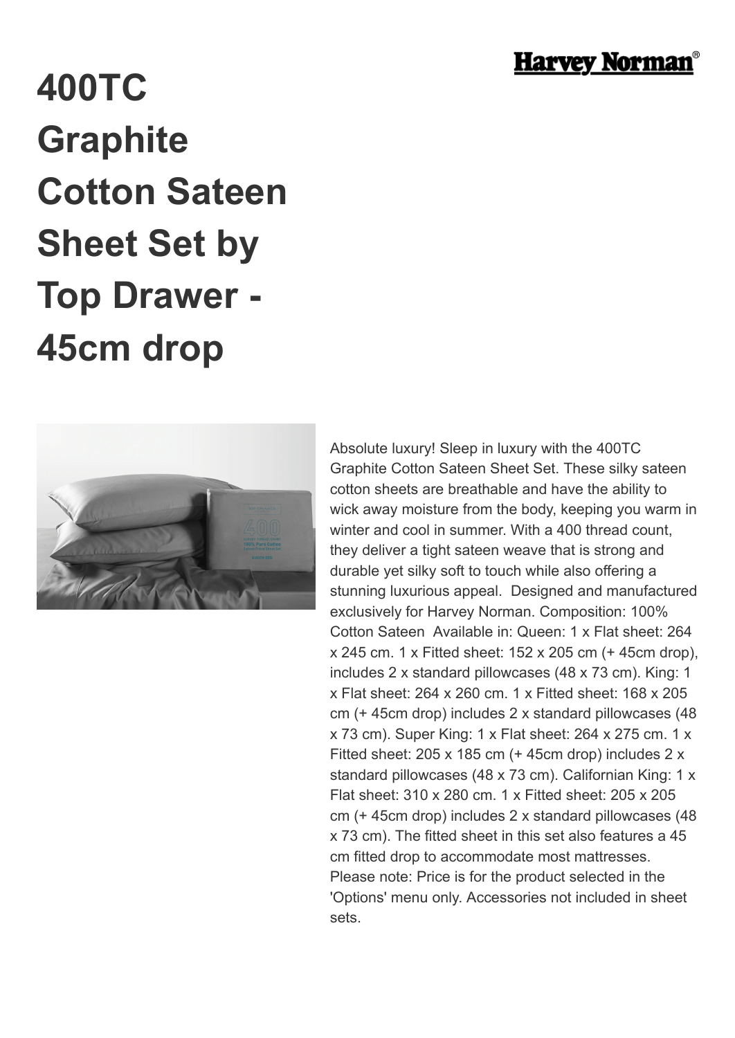Harvey Norman®

# 400TC Graphite Cotton Sateen Sheet Set by Top Drawer - 45cm drop

Absolute luxury! Sleep in luxury with the 400TC Graphite Cotton Sateen Sheet Set. These silky sateen cotton sheets are breathable and have the ability to wick away moisture from the body, keeping you warm in winter and cool in summer. With a 400 thread count, they deliver a tight sateen weave that is strong and durable yet silky soft to touch while also offering a stunning luxurious appeal.  Designed and manufactured exclusively for Harvey Norman. Composition: 100% Cotton Sateen  Available in: Queen: 1 x Flat sheet: 264 x 245 cm. 1 x Fitted sheet: 152 x 205 cm (+ 45cm drop), includes 2 x standard pillowcases (48 x 73 cm). King: 1 x Flat sheet: 264 x 260 cm. 1 x Fitted sheet: 168 x 205 cm (+ 45cm drop) includes 2 x standard pillowcases (48 x 73 cm). Super King: 1 x Flat sheet: 264 x 275 cm. 1 x Fitted sheet: 205 x 185 cm (+ 45cm drop) includes 2 x standard pillowcases (48 x 73 cm). Californian King: 1 x Flat sheet: 310 x 280 cm. 1 x Fitted sheet: 205 x 205 cm (+ 45cm drop) includes 2 x standard pillowcases (48 x 73 cm). The fitted sheet in this set also features a 45 cm fitted drop to accommodate most mattresses. Please note: Price is for the product selected in the 'Options' menu only. Accessories not included in sheet sets.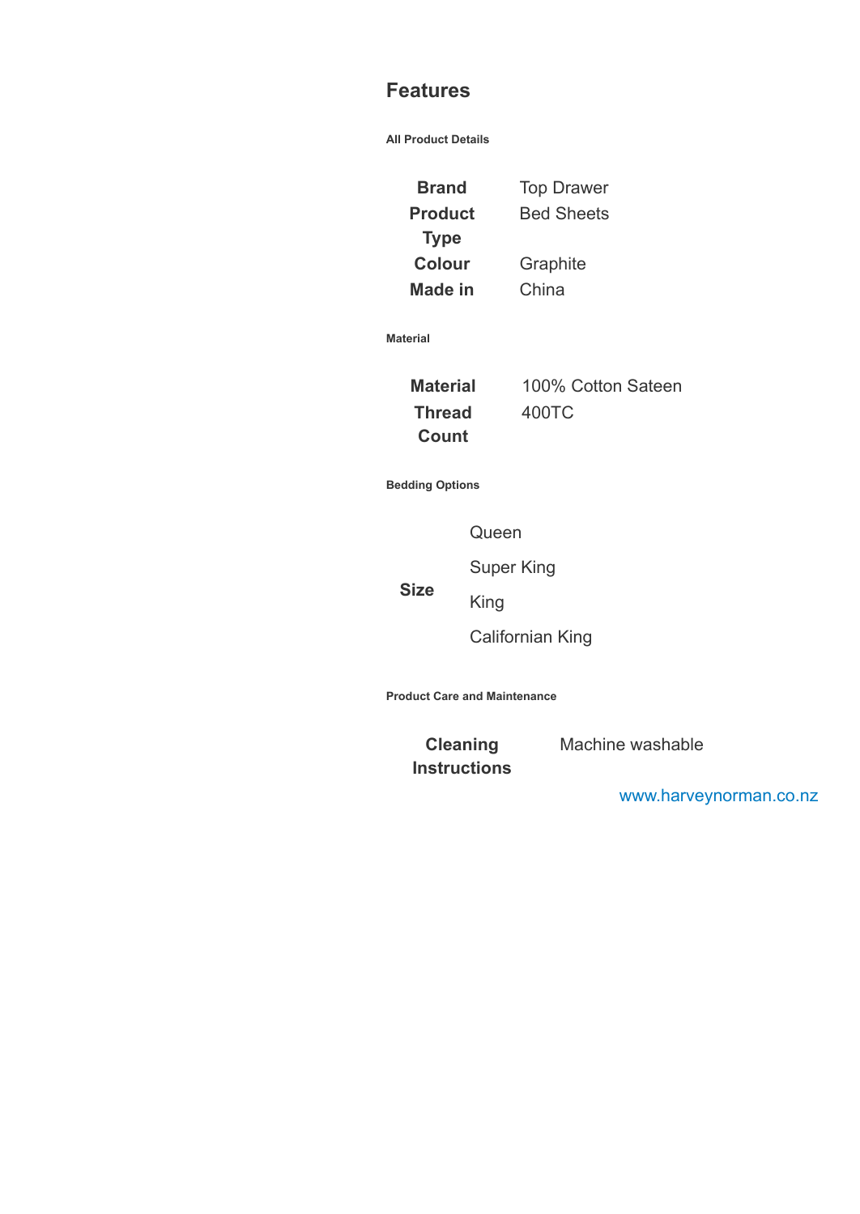## Features

#### All Product Details

| | |
|---|---|
| **Brand** | Top Drawer |
| **Product Type** | Bed Sheets |
| **Colour** | Graphite |
| **Made in** | China |

#### Material

| | |
|---|---|
| **Material** | 100% Cotton Sateen |
| **Thread Count** | 400TC |

#### Bedding Options

| | |
|---|---|
| **Size** | Queen<br>Super King<br>King<br>Californian King |

#### Product Care and Maintenance

| | |
|---|---|
| **Cleaning Instructions** | Machine washable |

www.harveynorman.co.nz